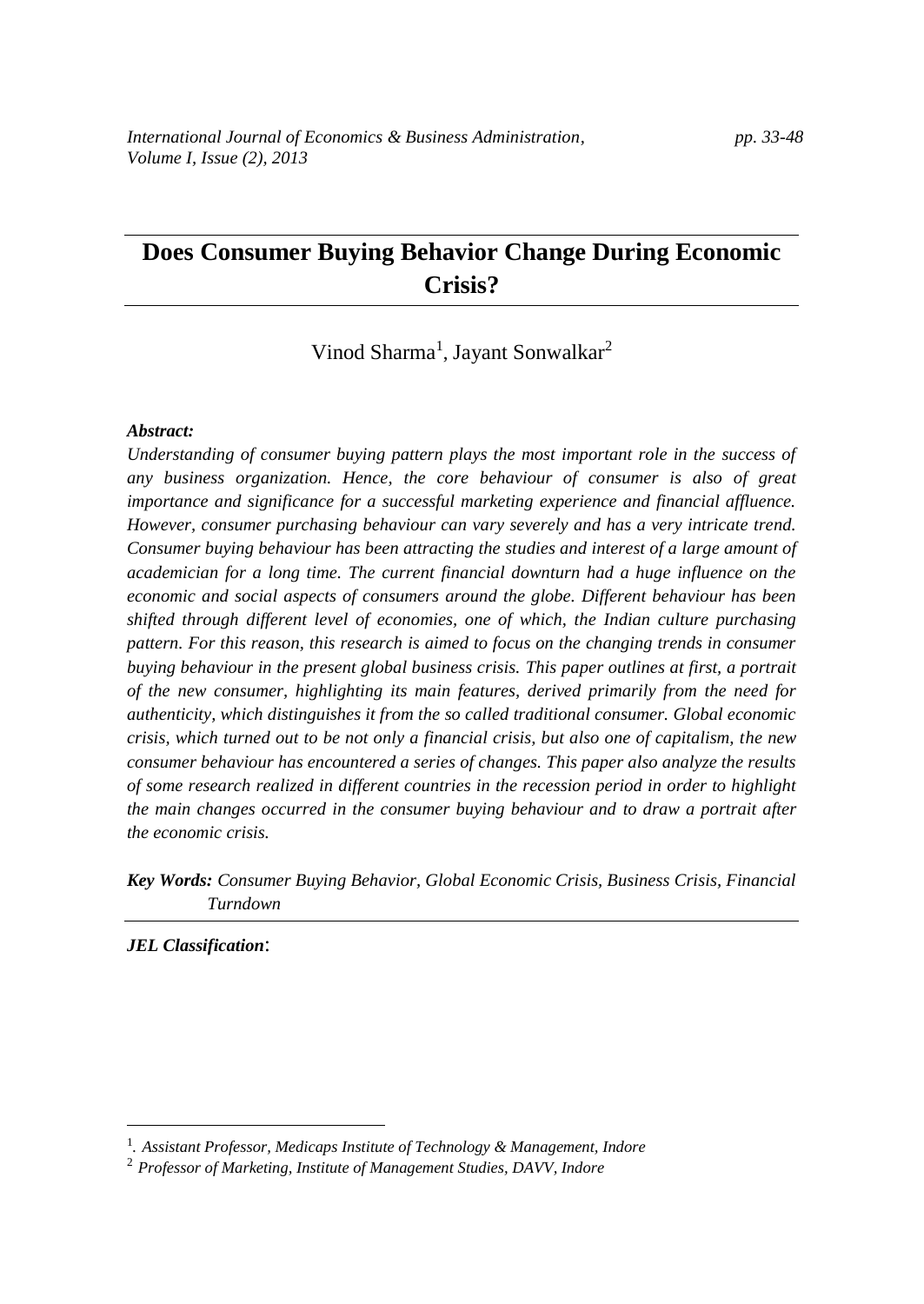# Does Consumer Buying Behavior Change During Economic Crisis?

Vinod Sharma[1], Jayant Sonwalkar[2]

***Abstract:***

*Understanding of consumer buying pattern plays the most important role in the success of any business organization. Hence, the core behaviour of consumer is also of great importance and significance for a successful marketing experience and financial affluence. However, consumer purchasing behaviour can vary severely and has a very intricate trend. Consumer buying behaviour has been attracting the studies and interest of a large amount of academician for a long time. The current financial downturn had a huge influence on the economic and social aspects of consumers around the globe. Different behaviour has been shifted through different level of economies, one of which, the Indian culture purchasing pattern. For this reason, this research is aimed to focus on the changing trends in consumer buying behaviour in the present global business crisis. This paper outlines at first, a portrait of the new consumer, highlighting its main features, derived primarily from the need for authenticity, which distinguishes it from the so called traditional consumer. Global economic crisis, which turned out to be not only a financial crisis, but also one of capitalism, the new consumer behaviour has encountered a series of changes. This paper also analyze the results of some research realized in different countries in the recession period in order to highlight the main changes occurred in the consumer buying behaviour and to draw a portrait after the economic crisis.*

***Key Words:*** *Consumer Buying Behavior, Global Economic Crisis, Business Crisis, Financial Turndown*

***JEL Classification*:**

---

[1]. *Assistant Professor, Medicaps Institute of Technology & Management, Indore*

[2] *Professor of Marketing, Institute of Management Studies, DAVV, Indore*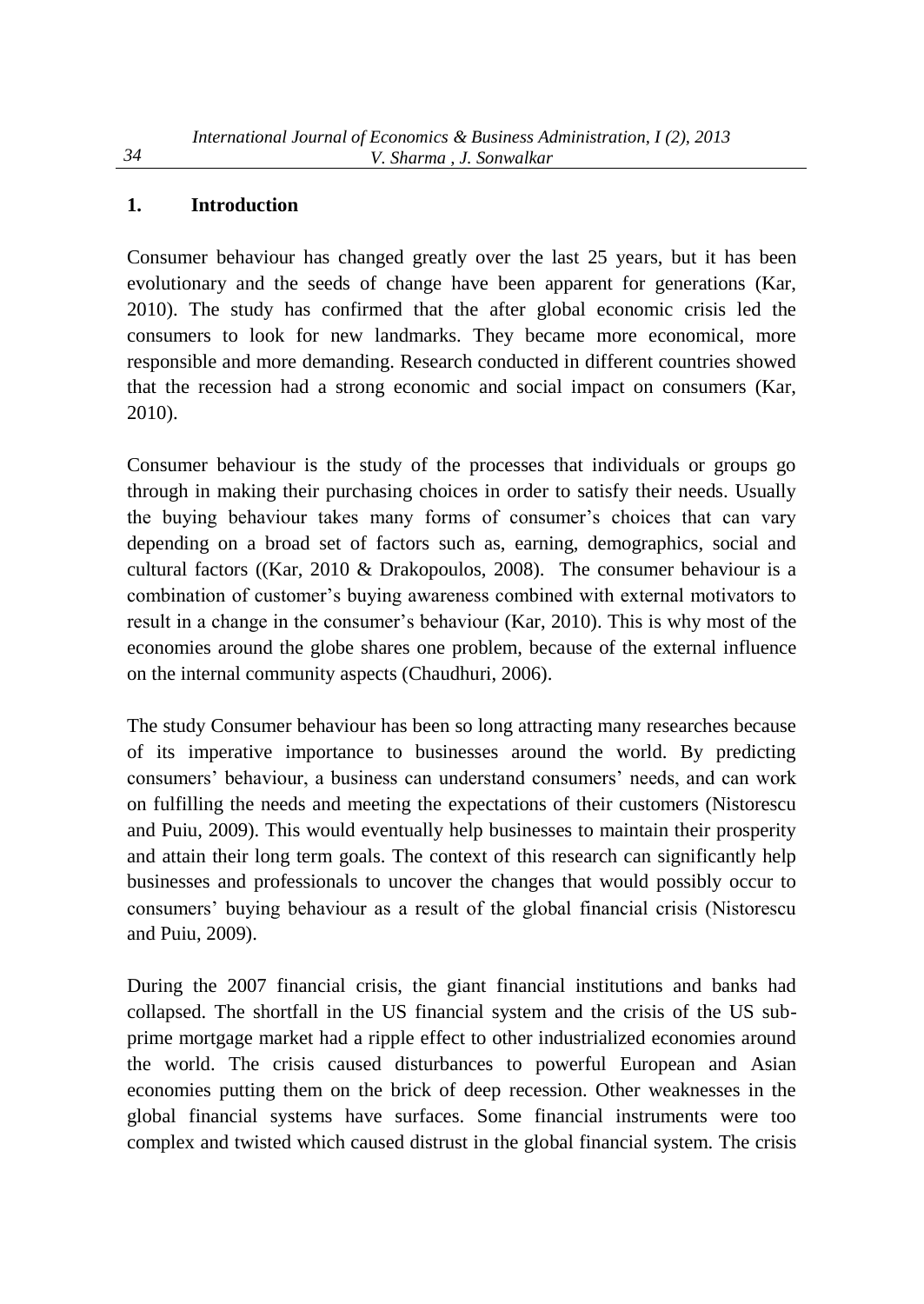## 1. Introduction

Consumer behaviour has changed greatly over the last 25 years, but it has been evolutionary and the seeds of change have been apparent for generations (Kar, 2010). The study has confirmed that the after global economic crisis led the consumers to look for new landmarks. They became more economical, more responsible and more demanding. Research conducted in different countries showed that the recession had a strong economic and social impact on consumers (Kar, 2010).

Consumer behaviour is the study of the processes that individuals or groups go through in making their purchasing choices in order to satisfy their needs. Usually the buying behaviour takes many forms of consumer's choices that can vary depending on a broad set of factors such as, earning, demographics, social and cultural factors ((Kar, 2010 & Drakopoulos, 2008). The consumer behaviour is a combination of customer's buying awareness combined with external motivators to result in a change in the consumer's behaviour (Kar, 2010). This is why most of the economies around the globe shares one problem, because of the external influence on the internal community aspects (Chaudhuri, 2006).

The study Consumer behaviour has been so long attracting many researches because of its imperative importance to businesses around the world. By predicting consumers' behaviour, a business can understand consumers' needs, and can work on fulfilling the needs and meeting the expectations of their customers (Nistorescu and Puiu, 2009). This would eventually help businesses to maintain their prosperity and attain their long term goals. The context of this research can significantly help businesses and professionals to uncover the changes that would possibly occur to consumers' buying behaviour as a result of the global financial crisis (Nistorescu and Puiu, 2009).

During the 2007 financial crisis, the giant financial institutions and banks had collapsed. The shortfall in the US financial system and the crisis of the US sub-prime mortgage market had a ripple effect to other industrialized economies around the world. The crisis caused disturbances to powerful European and Asian economies putting them on the brick of deep recession. Other weaknesses in the global financial systems have surfaces. Some financial instruments were too complex and twisted which caused distrust in the global financial system. The crisis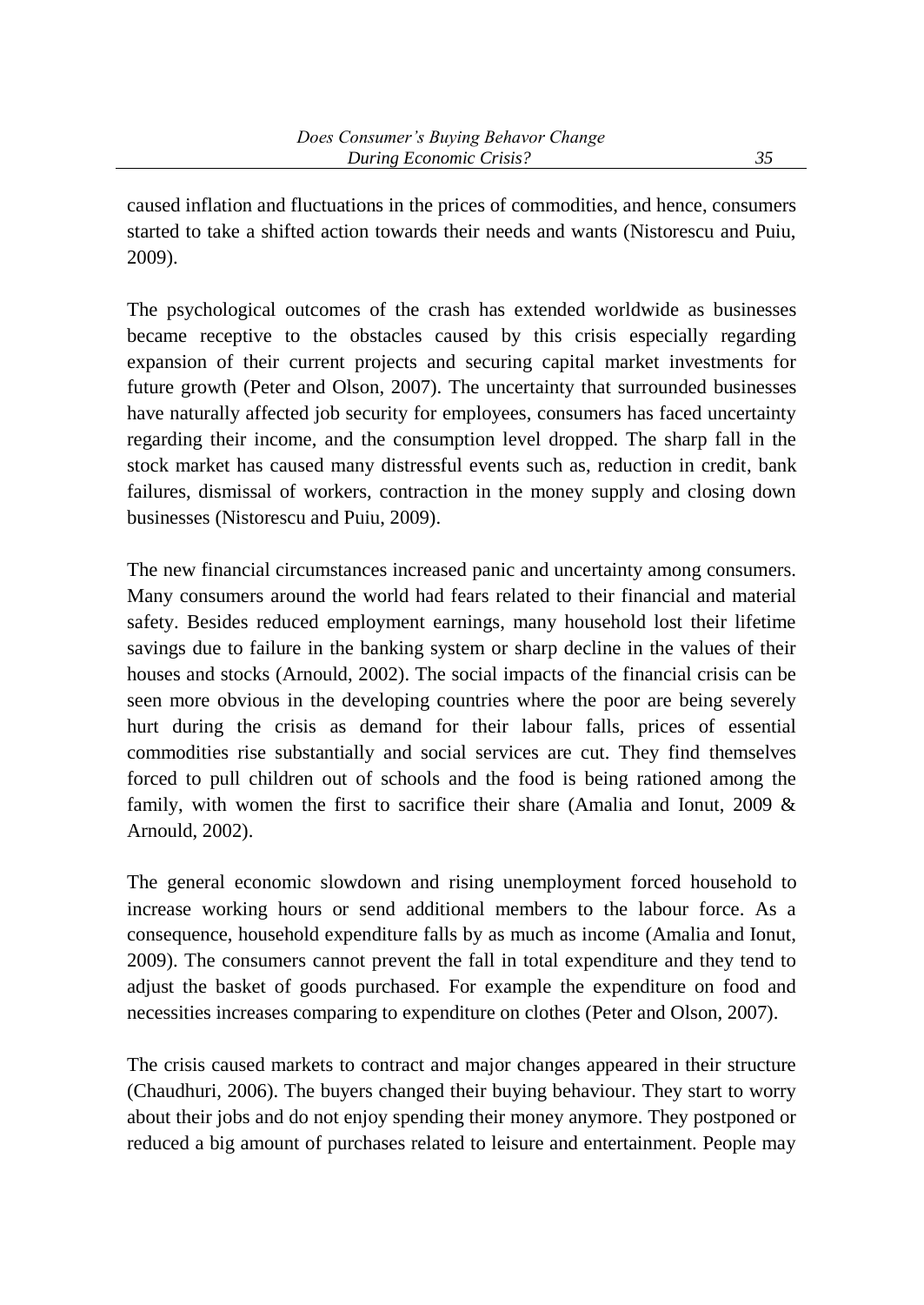caused inflation and fluctuations in the prices of commodities, and hence, consumers started to take a shifted action towards their needs and wants (Nistorescu and Puiu, 2009).

The psychological outcomes of the crash has extended worldwide as businesses became receptive to the obstacles caused by this crisis especially regarding expansion of their current projects and securing capital market investments for future growth (Peter and Olson, 2007). The uncertainty that surrounded businesses have naturally affected job security for employees, consumers has faced uncertainty regarding their income, and the consumption level dropped. The sharp fall in the stock market has caused many distressful events such as, reduction in credit, bank failures, dismissal of workers, contraction in the money supply and closing down businesses (Nistorescu and Puiu, 2009).

The new financial circumstances increased panic and uncertainty among consumers. Many consumers around the world had fears related to their financial and material safety. Besides reduced employment earnings, many household lost their lifetime savings due to failure in the banking system or sharp decline in the values of their houses and stocks (Arnould, 2002). The social impacts of the financial crisis can be seen more obvious in the developing countries where the poor are being severely hurt during the crisis as demand for their labour falls, prices of essential commodities rise substantially and social services are cut. They find themselves forced to pull children out of schools and the food is being rationed among the family, with women the first to sacrifice their share (Amalia and Ionut, 2009 & Arnould, 2002).

The general economic slowdown and rising unemployment forced household to increase working hours or send additional members to the labour force. As a consequence, household expenditure falls by as much as income (Amalia and Ionut, 2009). The consumers cannot prevent the fall in total expenditure and they tend to adjust the basket of goods purchased. For example the expenditure on food and necessities increases comparing to expenditure on clothes (Peter and Olson, 2007).

The crisis caused markets to contract and major changes appeared in their structure (Chaudhuri, 2006). The buyers changed their buying behaviour. They start to worry about their jobs and do not enjoy spending their money anymore. They postponed or reduced a big amount of purchases related to leisure and entertainment. People may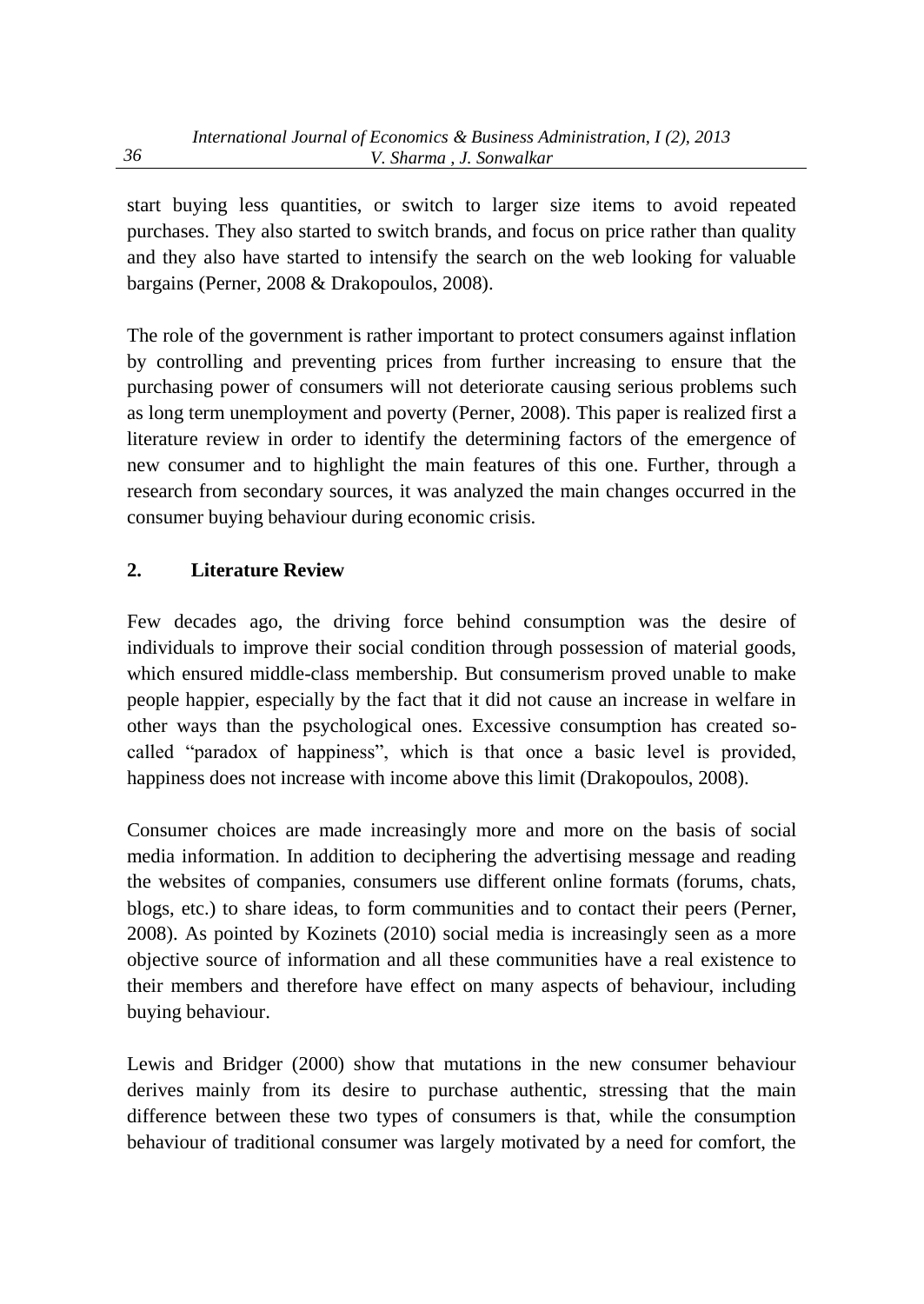start buying less quantities, or switch to larger size items to avoid repeated purchases. They also started to switch brands, and focus on price rather than quality and they also have started to intensify the search on the web looking for valuable bargains (Perner, 2008 & Drakopoulos, 2008).

The role of the government is rather important to protect consumers against inflation by controlling and preventing prices from further increasing to ensure that the purchasing power of consumers will not deteriorate causing serious problems such as long term unemployment and poverty (Perner, 2008). This paper is realized first a literature review in order to identify the determining factors of the emergence of new consumer and to highlight the main features of this one. Further, through a research from secondary sources, it was analyzed the main changes occurred in the consumer buying behaviour during economic crisis.

## 2. Literature Review

Few decades ago, the driving force behind consumption was the desire of individuals to improve their social condition through possession of material goods, which ensured middle-class membership. But consumerism proved unable to make people happier, especially by the fact that it did not cause an increase in welfare in other ways than the psychological ones. Excessive consumption has created so-called "paradox of happiness", which is that once a basic level is provided, happiness does not increase with income above this limit (Drakopoulos, 2008).

Consumer choices are made increasingly more and more on the basis of social media information. In addition to deciphering the advertising message and reading the websites of companies, consumers use different online formats (forums, chats, blogs, etc.) to share ideas, to form communities and to contact their peers (Perner, 2008). As pointed by Kozinets (2010) social media is increasingly seen as a more objective source of information and all these communities have a real existence to their members and therefore have effect on many aspects of behaviour, including buying behaviour.

Lewis and Bridger (2000) show that mutations in the new consumer behaviour derives mainly from its desire to purchase authentic, stressing that the main difference between these two types of consumers is that, while the consumption behaviour of traditional consumer was largely motivated by a need for comfort, the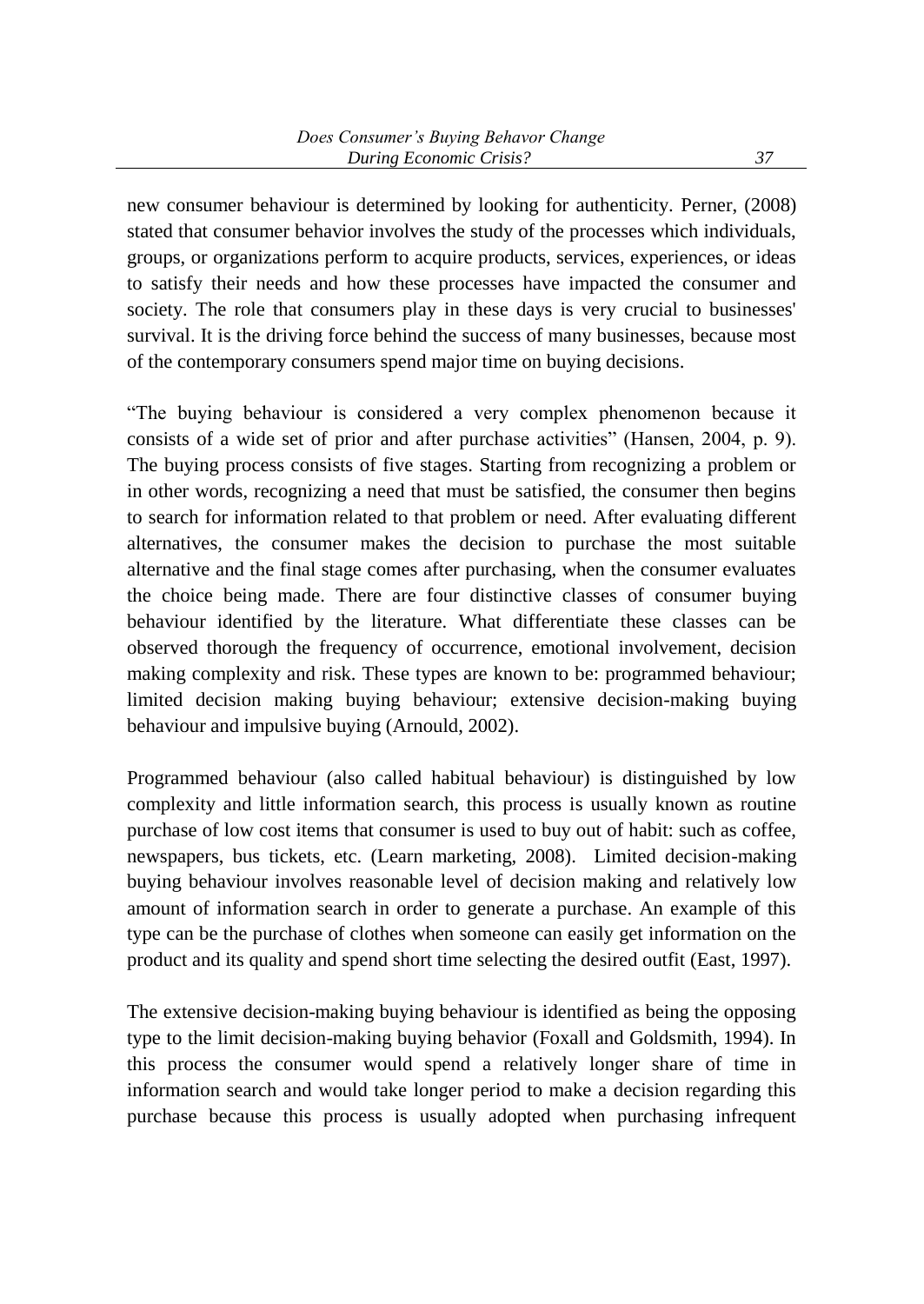new consumer behaviour is determined by looking for authenticity. Perner, (2008) stated that consumer behavior involves the study of the processes which individuals, groups, or organizations perform to acquire products, services, experiences, or ideas to satisfy their needs and how these processes have impacted the consumer and society. The role that consumers play in these days is very crucial to businesses' survival. It is the driving force behind the success of many businesses, because most of the contemporary consumers spend major time on buying decisions.

"The buying behaviour is considered a very complex phenomenon because it consists of a wide set of prior and after purchase activities" (Hansen, 2004, p. 9). The buying process consists of five stages. Starting from recognizing a problem or in other words, recognizing a need that must be satisfied, the consumer then begins to search for information related to that problem or need. After evaluating different alternatives, the consumer makes the decision to purchase the most suitable alternative and the final stage comes after purchasing, when the consumer evaluates the choice being made. There are four distinctive classes of consumer buying behaviour identified by the literature. What differentiate these classes can be observed thorough the frequency of occurrence, emotional involvement, decision making complexity and risk. These types are known to be: programmed behaviour; limited decision making buying behaviour; extensive decision-making buying behaviour and impulsive buying (Arnould, 2002).

Programmed behaviour (also called habitual behaviour) is distinguished by low complexity and little information search, this process is usually known as routine purchase of low cost items that consumer is used to buy out of habit: such as coffee, newspapers, bus tickets, etc. (Learn marketing, 2008). Limited decision-making buying behaviour involves reasonable level of decision making and relatively low amount of information search in order to generate a purchase. An example of this type can be the purchase of clothes when someone can easily get information on the product and its quality and spend short time selecting the desired outfit (East, 1997).

The extensive decision-making buying behaviour is identified as being the opposing type to the limit decision-making buying behavior (Foxall and Goldsmith, 1994). In this process the consumer would spend a relatively longer share of time in information search and would take longer period to make a decision regarding this purchase because this process is usually adopted when purchasing infrequent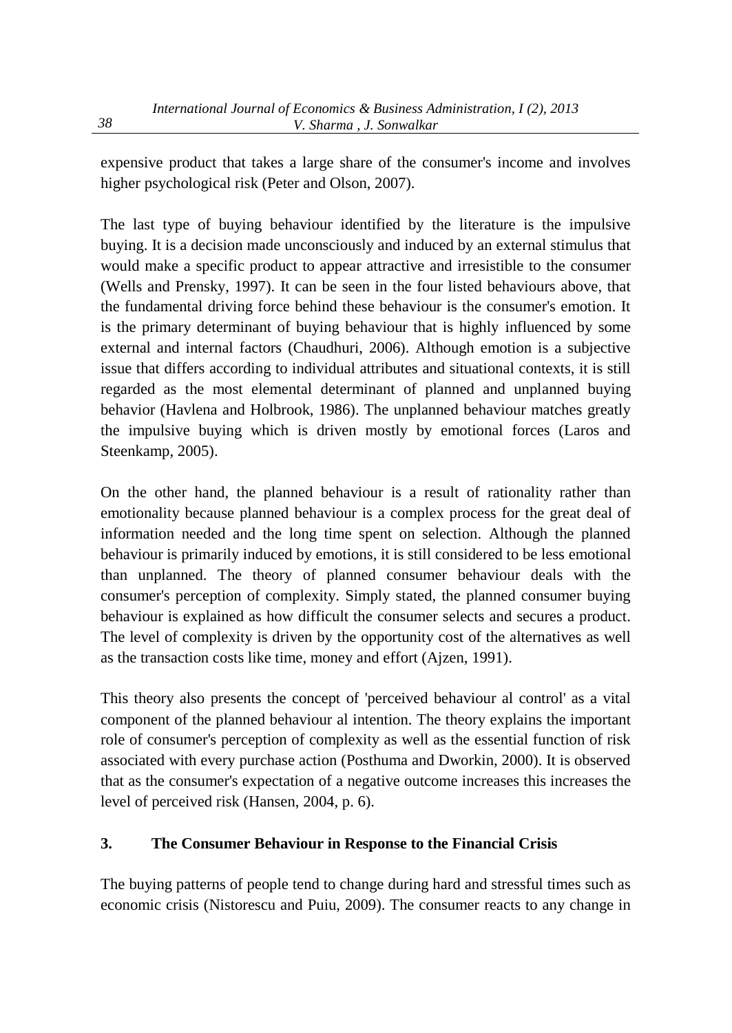expensive product that takes a large share of the consumer's income and involves higher psychological risk (Peter and Olson, 2007).

The last type of buying behaviour identified by the literature is the impulsive buying. It is a decision made unconsciously and induced by an external stimulus that would make a specific product to appear attractive and irresistible to the consumer (Wells and Prensky, 1997). It can be seen in the four listed behaviours above, that the fundamental driving force behind these behaviour is the consumer's emotion. It is the primary determinant of buying behaviour that is highly influenced by some external and internal factors (Chaudhuri, 2006). Although emotion is a subjective issue that differs according to individual attributes and situational contexts, it is still regarded as the most elemental determinant of planned and unplanned buying behavior (Havlena and Holbrook, 1986). The unplanned behaviour matches greatly the impulsive buying which is driven mostly by emotional forces (Laros and Steenkamp, 2005).

On the other hand, the planned behaviour is a result of rationality rather than emotionality because planned behaviour is a complex process for the great deal of information needed and the long time spent on selection. Although the planned behaviour is primarily induced by emotions, it is still considered to be less emotional than unplanned. The theory of planned consumer behaviour deals with the consumer's perception of complexity. Simply stated, the planned consumer buying behaviour is explained as how difficult the consumer selects and secures a product. The level of complexity is driven by the opportunity cost of the alternatives as well as the transaction costs like time, money and effort (Ajzen, 1991).

This theory also presents the concept of 'perceived behaviour al control' as a vital component of the planned behaviour al intention. The theory explains the important role of consumer's perception of complexity as well as the essential function of risk associated with every purchase action (Posthuma and Dworkin, 2000). It is observed that as the consumer's expectation of a negative outcome increases this increases the level of perceived risk (Hansen, 2004, p. 6).

## 3. The Consumer Behaviour in Response to the Financial Crisis

The buying patterns of people tend to change during hard and stressful times such as economic crisis (Nistorescu and Puiu, 2009). The consumer reacts to any change in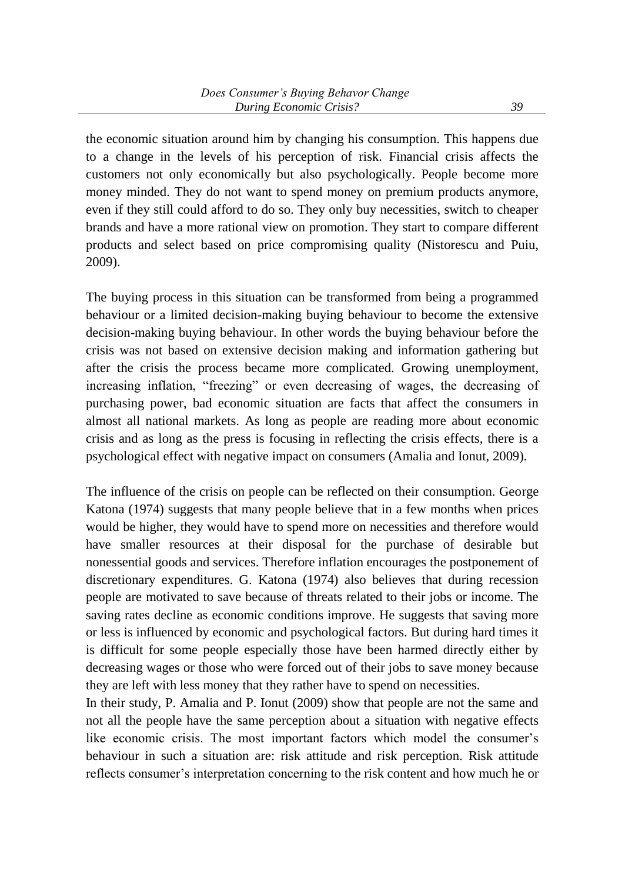the economic situation around him by changing his consumption. This happens due to a change in the levels of his perception of risk. Financial crisis affects the customers not only economically but also psychologically. People become more money minded. They do not want to spend money on premium products anymore, even if they still could afford to do so. They only buy necessities, switch to cheaper brands and have a more rational view on promotion. They start to compare different products and select based on price compromising quality (Nistorescu and Puiu, 2009).

The buying process in this situation can be transformed from being a programmed behaviour or a limited decision-making buying behaviour to become the extensive decision-making buying behaviour. In other words the buying behaviour before the crisis was not based on extensive decision making and information gathering but after the crisis the process became more complicated. Growing unemployment, increasing inflation, "freezing" or even decreasing of wages, the decreasing of purchasing power, bad economic situation are facts that affect the consumers in almost all national markets. As long as people are reading more about economic crisis and as long as the press is focusing in reflecting the crisis effects, there is a psychological effect with negative impact on consumers (Amalia and Ionut, 2009).

The influence of the crisis on people can be reflected on their consumption. George Katona (1974) suggests that many people believe that in a few months when prices would be higher, they would have to spend more on necessities and therefore would have smaller resources at their disposal for the purchase of desirable but nonessential goods and services. Therefore inflation encourages the postponement of discretionary expenditures. G. Katona (1974) also believes that during recession people are motivated to save because of threats related to their jobs or income. The saving rates decline as economic conditions improve. He suggests that saving more or less is influenced by economic and psychological factors. But during hard times it is difficult for some people especially those have been harmed directly either by decreasing wages or those who were forced out of their jobs to save money because they are left with less money that they rather have to spend on necessities.

In their study, P. Amalia and P. Ionut (2009) show that people are not the same and not all the people have the same perception about a situation with negative effects like economic crisis. The most important factors which model the consumer's behaviour in such a situation are: risk attitude and risk perception. Risk attitude reflects consumer's interpretation concerning to the risk content and how much he or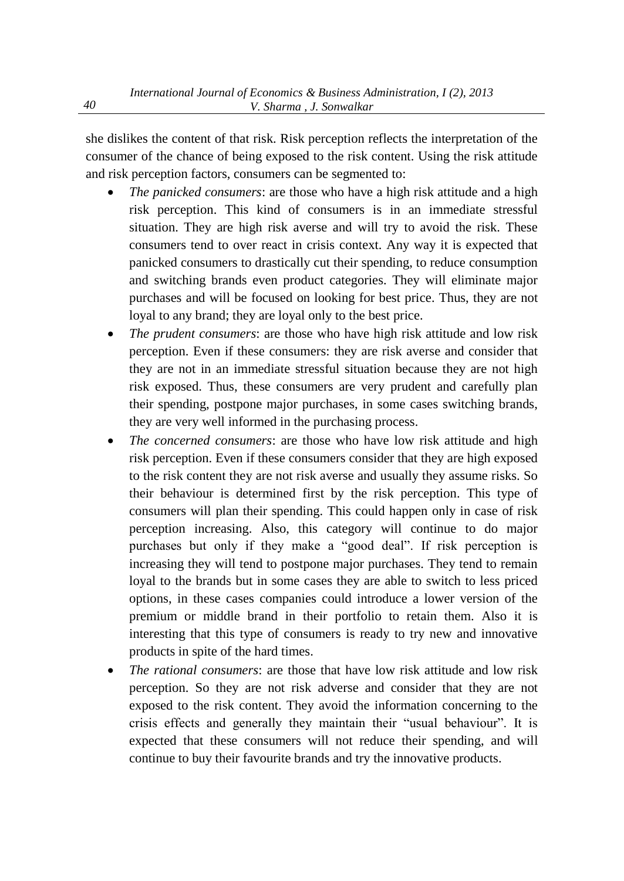she dislikes the content of that risk. Risk perception reflects the interpretation of the consumer of the chance of being exposed to the risk content. Using the risk attitude and risk perception factors, consumers can be segmented to:

- *The panicked consumers*: are those who have a high risk attitude and a high risk perception. This kind of consumers is in an immediate stressful situation. They are high risk averse and will try to avoid the risk. These consumers tend to over react in crisis context. Any way it is expected that panicked consumers to drastically cut their spending, to reduce consumption and switching brands even product categories. They will eliminate major purchases and will be focused on looking for best price. Thus, they are not loyal to any brand; they are loyal only to the best price.
- *The prudent consumers*: are those who have high risk attitude and low risk perception. Even if these consumers: they are risk averse and consider that they are not in an immediate stressful situation because they are not high risk exposed. Thus, these consumers are very prudent and carefully plan their spending, postpone major purchases, in some cases switching brands, they are very well informed in the purchasing process.
- *The concerned consumers*: are those who have low risk attitude and high risk perception. Even if these consumers consider that they are high exposed to the risk content they are not risk averse and usually they assume risks. So their behaviour is determined first by the risk perception. This type of consumers will plan their spending. This could happen only in case of risk perception increasing. Also, this category will continue to do major purchases but only if they make a "good deal". If risk perception is increasing they will tend to postpone major purchases. They tend to remain loyal to the brands but in some cases they are able to switch to less priced options, in these cases companies could introduce a lower version of the premium or middle brand in their portfolio to retain them. Also it is interesting that this type of consumers is ready to try new and innovative products in spite of the hard times.
- *The rational consumers*: are those that have low risk attitude and low risk perception. So they are not risk adverse and consider that they are not exposed to the risk content. They avoid the information concerning to the crisis effects and generally they maintain their "usual behaviour". It is expected that these consumers will not reduce their spending, and will continue to buy their favourite brands and try the innovative products.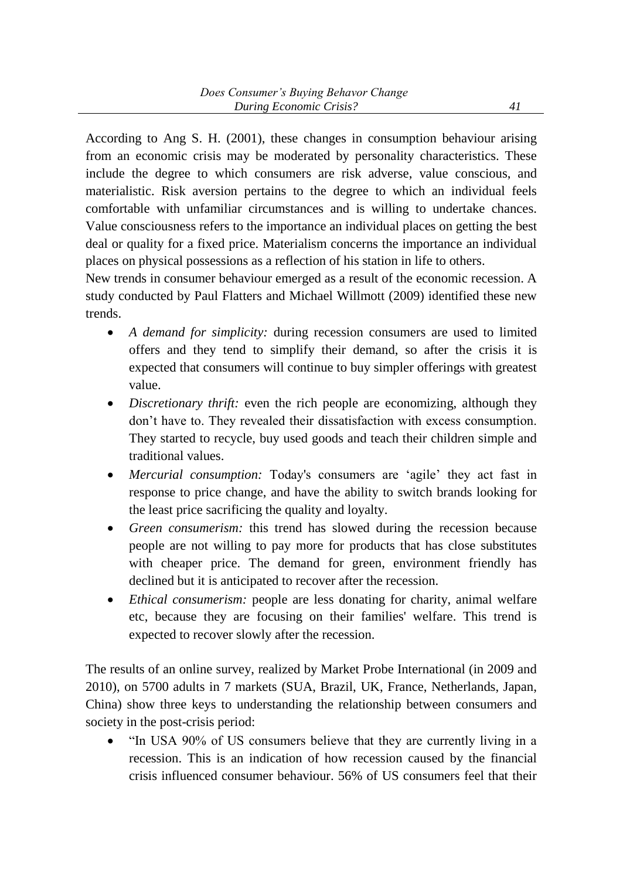According to Ang S. H. (2001), these changes in consumption behaviour arising from an economic crisis may be moderated by personality characteristics. These include the degree to which consumers are risk adverse, value conscious, and materialistic. Risk aversion pertains to the degree to which an individual feels comfortable with unfamiliar circumstances and is willing to undertake chances. Value consciousness refers to the importance an individual places on getting the best deal or quality for a fixed price. Materialism concerns the importance an individual places on physical possessions as a reflection of his station in life to others.

New trends in consumer behaviour emerged as a result of the economic recession. A study conducted by Paul Flatters and Michael Willmott (2009) identified these new trends.

- *A demand for simplicity:* during recession consumers are used to limited offers and they tend to simplify their demand, so after the crisis it is expected that consumers will continue to buy simpler offerings with greatest value.
- *Discretionary thrift:* even the rich people are economizing, although they don't have to. They revealed their dissatisfaction with excess consumption. They started to recycle, buy used goods and teach their children simple and traditional values.
- *Mercurial consumption:* Today's consumers are 'agile' they act fast in response to price change, and have the ability to switch brands looking for the least price sacrificing the quality and loyalty.
- *Green consumerism:* this trend has slowed during the recession because people are not willing to pay more for products that has close substitutes with cheaper price. The demand for green, environment friendly has declined but it is anticipated to recover after the recession.
- *Ethical consumerism:* people are less donating for charity, animal welfare etc, because they are focusing on their families' welfare. This trend is expected to recover slowly after the recession.

The results of an online survey, realized by Market Probe International (in 2009 and 2010), on 5700 adults in 7 markets (SUA, Brazil, UK, France, Netherlands, Japan, China) show three keys to understanding the relationship between consumers and society in the post-crisis period:

- "In USA 90% of US consumers believe that they are currently living in a recession. This is an indication of how recession caused by the financial crisis influenced consumer behaviour. 56% of US consumers feel that their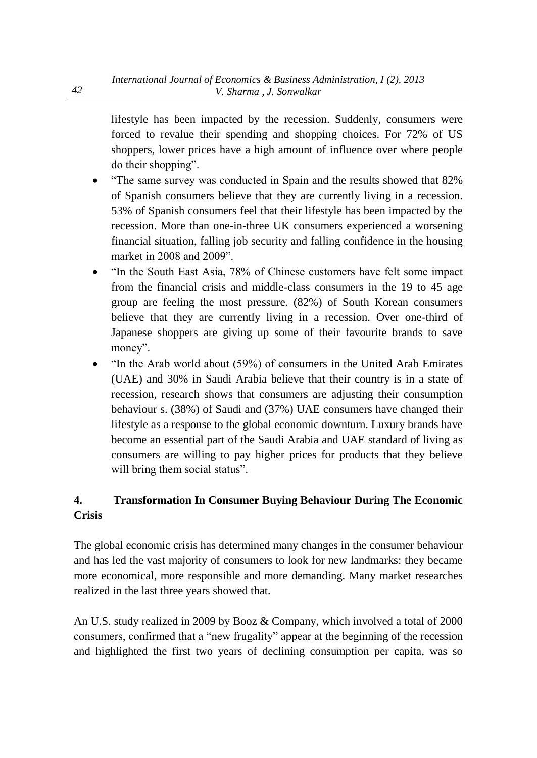lifestyle has been impacted by the recession. Suddenly, consumers were forced to revalue their spending and shopping choices. For 72% of US shoppers, lower prices have a high amount of influence over where people do their shopping".

- "The same survey was conducted in Spain and the results showed that 82% of Spanish consumers believe that they are currently living in a recession. 53% of Spanish consumers feel that their lifestyle has been impacted by the recession. More than one-in-three UK consumers experienced a worsening financial situation, falling job security and falling confidence in the housing market in 2008 and 2009".
- "In the South East Asia, 78% of Chinese customers have felt some impact from the financial crisis and middle-class consumers in the 19 to 45 age group are feeling the most pressure. (82%) of South Korean consumers believe that they are currently living in a recession. Over one-third of Japanese shoppers are giving up some of their favourite brands to save money".
- "In the Arab world about (59%) of consumers in the United Arab Emirates (UAE) and 30% in Saudi Arabia believe that their country is in a state of recession, research shows that consumers are adjusting their consumption behaviour s. (38%) of Saudi and (37%) UAE consumers have changed their lifestyle as a response to the global economic downturn. Luxury brands have become an essential part of the Saudi Arabia and UAE standard of living as consumers are willing to pay higher prices for products that they believe will bring them social status".

## 4. Transformation In Consumer Buying Behaviour During The Economic Crisis

The global economic crisis has determined many changes in the consumer behaviour and has led the vast majority of consumers to look for new landmarks: they became more economical, more responsible and more demanding. Many market researches realized in the last three years showed that.

An U.S. study realized in 2009 by Booz & Company, which involved a total of 2000 consumers, confirmed that a "new frugality" appear at the beginning of the recession and highlighted the first two years of declining consumption per capita, was so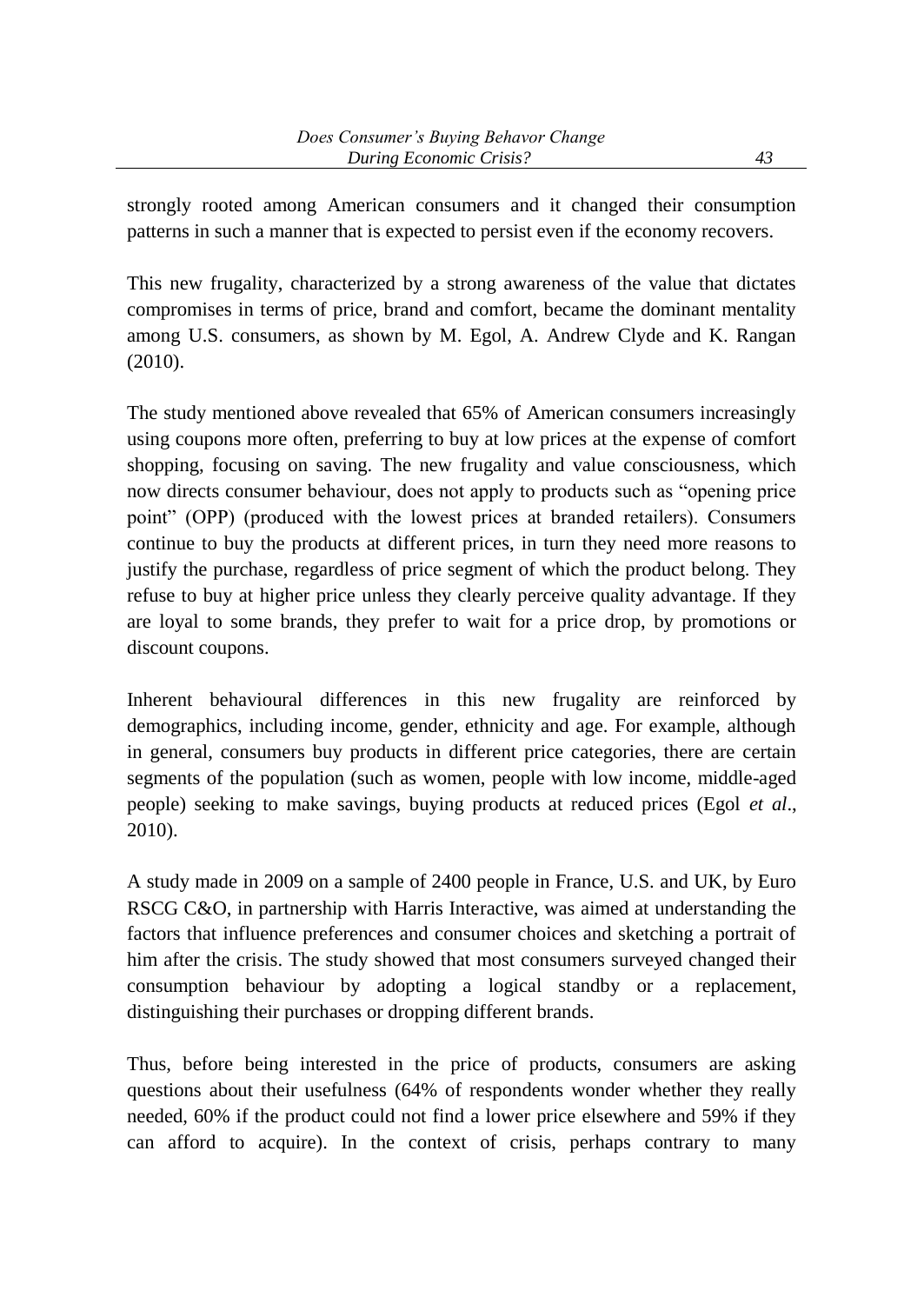strongly rooted among American consumers and it changed their consumption patterns in such a manner that is expected to persist even if the economy recovers.

This new frugality, characterized by a strong awareness of the value that dictates compromises in terms of price, brand and comfort, became the dominant mentality among U.S. consumers, as shown by M. Egol, A. Andrew Clyde and K. Rangan (2010).

The study mentioned above revealed that 65% of American consumers increasingly using coupons more often, preferring to buy at low prices at the expense of comfort shopping, focusing on saving. The new frugality and value consciousness, which now directs consumer behaviour, does not apply to products such as "opening price point" (OPP) (produced with the lowest prices at branded retailers). Consumers continue to buy the products at different prices, in turn they need more reasons to justify the purchase, regardless of price segment of which the product belong. They refuse to buy at higher price unless they clearly perceive quality advantage. If they are loyal to some brands, they prefer to wait for a price drop, by promotions or discount coupons.

Inherent behavioural differences in this new frugality are reinforced by demographics, including income, gender, ethnicity and age. For example, although in general, consumers buy products in different price categories, there are certain segments of the population (such as women, people with low income, middle-aged people) seeking to make savings, buying products at reduced prices (Egol *et al*., 2010).

A study made in 2009 on a sample of 2400 people in France, U.S. and UK, by Euro RSCG C&O, in partnership with Harris Interactive, was aimed at understanding the factors that influence preferences and consumer choices and sketching a portrait of him after the crisis. The study showed that most consumers surveyed changed their consumption behaviour by adopting a logical standby or a replacement, distinguishing their purchases or dropping different brands.

Thus, before being interested in the price of products, consumers are asking questions about their usefulness (64% of respondents wonder whether they really needed, 60% if the product could not find a lower price elsewhere and 59% if they can afford to acquire). In the context of crisis, perhaps contrary to many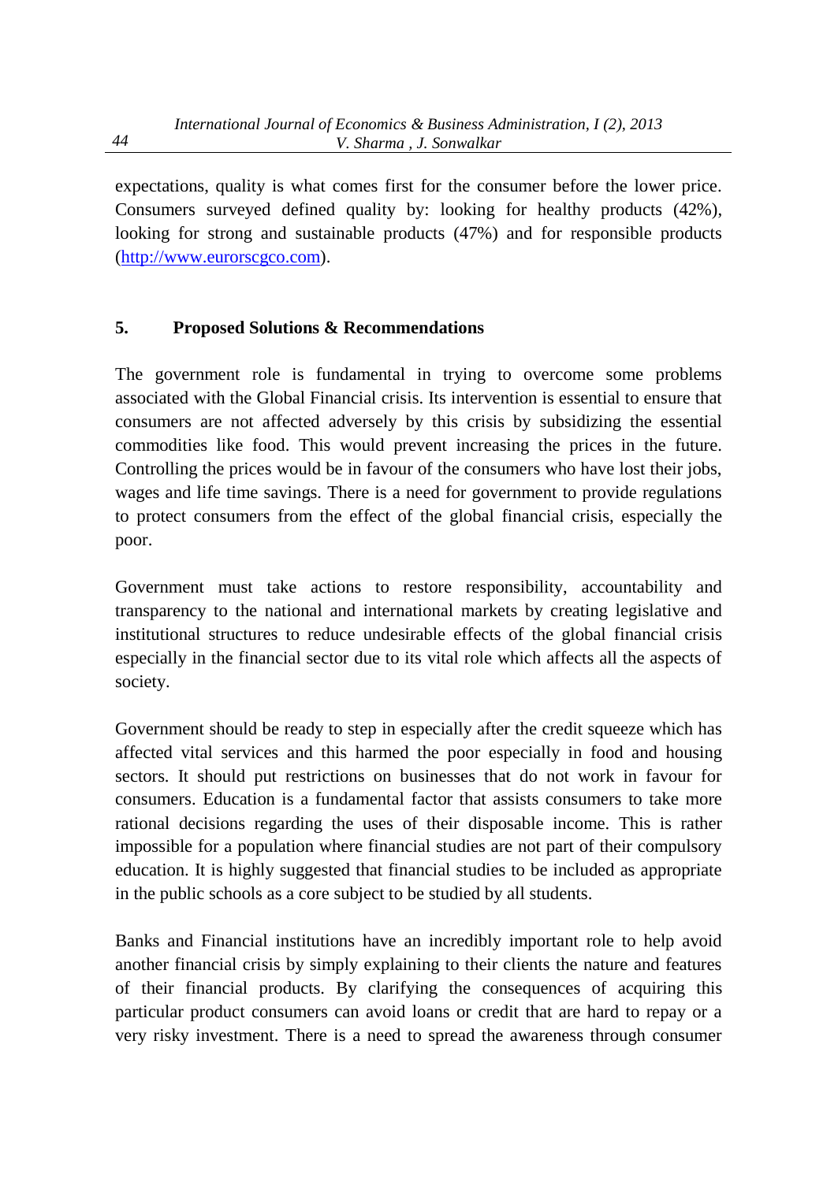expectations, quality is what comes first for the consumer before the lower price. Consumers surveyed defined quality by: looking for healthy products (42%), looking for strong and sustainable products (47%) and for responsible products ([http://www.eurorscgco.com](http://www.eurorscgco.com)).

## 5. Proposed Solutions & Recommendations

The government role is fundamental in trying to overcome some problems associated with the Global Financial crisis. Its intervention is essential to ensure that consumers are not affected adversely by this crisis by subsidizing the essential commodities like food. This would prevent increasing the prices in the future. Controlling the prices would be in favour of the consumers who have lost their jobs, wages and life time savings. There is a need for government to provide regulations to protect consumers from the effect of the global financial crisis, especially the poor.

Government must take actions to restore responsibility, accountability and transparency to the national and international markets by creating legislative and institutional structures to reduce undesirable effects of the global financial crisis especially in the financial sector due to its vital role which affects all the aspects of society.

Government should be ready to step in especially after the credit squeeze which has affected vital services and this harmed the poor especially in food and housing sectors. It should put restrictions on businesses that do not work in favour for consumers. Education is a fundamental factor that assists consumers to take more rational decisions regarding the uses of their disposable income. This is rather impossible for a population where financial studies are not part of their compulsory education. It is highly suggested that financial studies to be included as appropriate in the public schools as a core subject to be studied by all students.

Banks and Financial institutions have an incredibly important role to help avoid another financial crisis by simply explaining to their clients the nature and features of their financial products. By clarifying the consequences of acquiring this particular product consumers can avoid loans or credit that are hard to repay or a very risky investment. There is a need to spread the awareness through consumer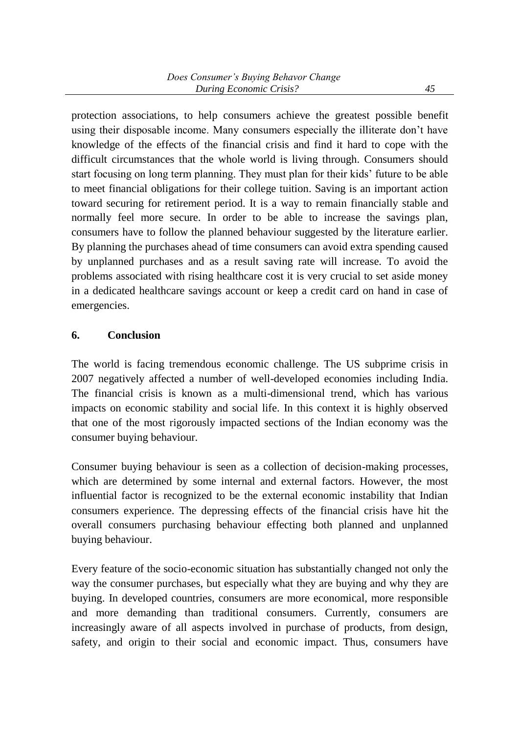protection associations, to help consumers achieve the greatest possible benefit using their disposable income. Many consumers especially the illiterate don't have knowledge of the effects of the financial crisis and find it hard to cope with the difficult circumstances that the whole world is living through. Consumers should start focusing on long term planning. They must plan for their kids' future to be able to meet financial obligations for their college tuition. Saving is an important action toward securing for retirement period. It is a way to remain financially stable and normally feel more secure. In order to be able to increase the savings plan, consumers have to follow the planned behaviour suggested by the literature earlier. By planning the purchases ahead of time consumers can avoid extra spending caused by unplanned purchases and as a result saving rate will increase. To avoid the problems associated with rising healthcare cost it is very crucial to set aside money in a dedicated healthcare savings account or keep a credit card on hand in case of emergencies.

## 6. Conclusion

The world is facing tremendous economic challenge. The US subprime crisis in 2007 negatively affected a number of well-developed economies including India. The financial crisis is known as a multi-dimensional trend, which has various impacts on economic stability and social life. In this context it is highly observed that one of the most rigorously impacted sections of the Indian economy was the consumer buying behaviour.

Consumer buying behaviour is seen as a collection of decision-making processes, which are determined by some internal and external factors. However, the most influential factor is recognized to be the external economic instability that Indian consumers experience. The depressing effects of the financial crisis have hit the overall consumers purchasing behaviour effecting both planned and unplanned buying behaviour.

Every feature of the socio-economic situation has substantially changed not only the way the consumer purchases, but especially what they are buying and why they are buying. In developed countries, consumers are more economical, more responsible and more demanding than traditional consumers. Currently, consumers are increasingly aware of all aspects involved in purchase of products, from design, safety, and origin to their social and economic impact. Thus, consumers have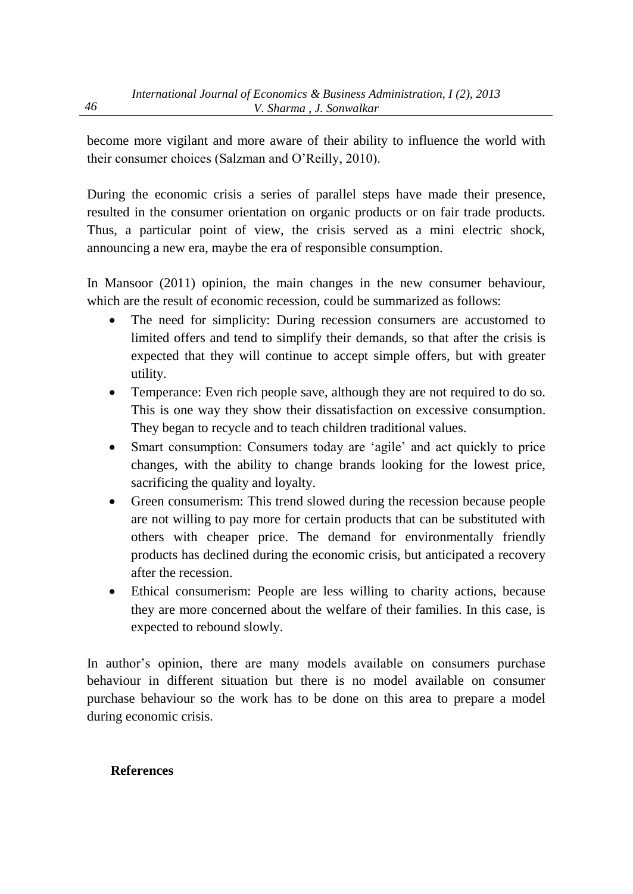become more vigilant and more aware of their ability to influence the world with their consumer choices (Salzman and O'Reilly, 2010).

During the economic crisis a series of parallel steps have made their presence, resulted in the consumer orientation on organic products or on fair trade products. Thus, a particular point of view, the crisis served as a mini electric shock, announcing a new era, maybe the era of responsible consumption.

In Mansoor (2011) opinion, the main changes in the new consumer behaviour, which are the result of economic recession, could be summarized as follows:

- The need for simplicity: During recession consumers are accustomed to limited offers and tend to simplify their demands, so that after the crisis is expected that they will continue to accept simple offers, but with greater utility.
- Temperance: Even rich people save, although they are not required to do so. This is one way they show their dissatisfaction on excessive consumption. They began to recycle and to teach children traditional values.
- Smart consumption: Consumers today are 'agile' and act quickly to price changes, with the ability to change brands looking for the lowest price, sacrificing the quality and loyalty.
- Green consumerism: This trend slowed during the recession because people are not willing to pay more for certain products that can be substituted with others with cheaper price. The demand for environmentally friendly products has declined during the economic crisis, but anticipated a recovery after the recession.
- Ethical consumerism: People are less willing to charity actions, because they are more concerned about the welfare of their families. In this case, is expected to rebound slowly.

In author's opinion, there are many models available on consumers purchase behaviour in different situation but there is no model available on consumer purchase behaviour so the work has to be done on this area to prepare a model during economic crisis.

## References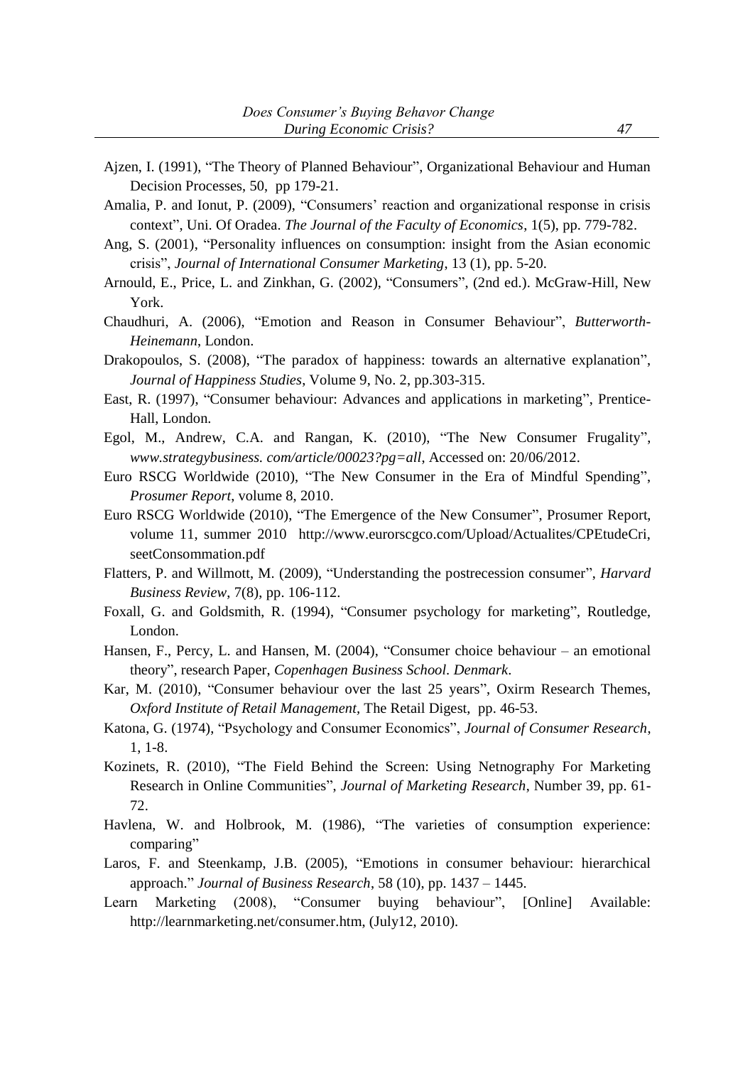Ajzen, I. (1991), "The Theory of Planned Behaviour", Organizational Behaviour and Human Decision Processes, 50, pp 179-21.

Amalia, P. and Ionut, P. (2009), "Consumers' reaction and organizational response in crisis context", Uni. Of Oradea. *The Journal of the Faculty of Economics*, 1(5), pp. 779-782.

Ang, S. (2001), "Personality influences on consumption: insight from the Asian economic crisis", *Journal of International Consumer Marketing*, 13 (1), pp. 5-20.

Arnould, E., Price, L. and Zinkhan, G. (2002), "Consumers", (2nd ed.). McGraw-Hill, New York.

Chaudhuri, A. (2006), "Emotion and Reason in Consumer Behaviour", *Butterworth-Heinemann*, London.

Drakopoulos, S. (2008), "The paradox of happiness: towards an alternative explanation", *Journal of Happiness Studies*, Volume 9, No. 2, pp.303-315.

East, R. (1997), "Consumer behaviour: Advances and applications in marketing", Prentice-Hall, London.

Egol, M., Andrew, C.A. and Rangan, K. (2010), "The New Consumer Frugality", *www.strategybusiness. com/article/00023?pg=all*, Accessed on: 20/06/2012.

Euro RSCG Worldwide (2010), "The New Consumer in the Era of Mindful Spending", *Prosumer Report*, volume 8, 2010.

Euro RSCG Worldwide (2010), "The Emergence of the New Consumer", Prosumer Report, volume 11, summer 2010 http://www.eurorscgco.com/Upload/Actualites/CPEtudeCri, seetConsommation.pdf

Flatters, P. and Willmott, M. (2009), "Understanding the postrecession consumer", *Harvard Business Review*, 7(8), pp. 106-112.

Foxall, G. and Goldsmith, R. (1994), "Consumer psychology for marketing", Routledge, London.

Hansen, F., Percy, L. and Hansen, M. (2004), "Consumer choice behaviour – an emotional theory", research Paper, *Copenhagen Business School. Denmark*.

Kar, M. (2010), "Consumer behaviour over the last 25 years", Oxirm Research Themes, *Oxford Institute of Retail Management*, The Retail Digest, pp. 46-53.

Katona, G. (1974), "Psychology and Consumer Economics", *Journal of Consumer Research*, 1, 1-8.

Kozinets, R. (2010), "The Field Behind the Screen: Using Netnography For Marketing Research in Online Communities", *Journal of Marketing Research*, Number 39, pp. 61-72.

Havlena, W. and Holbrook, M. (1986), "The varieties of consumption experience: comparing"

Laros, F. and Steenkamp, J.B. (2005), "Emotions in consumer behaviour: hierarchical approach." *Journal of Business Research*, 58 (10), pp. 1437 – 1445.

Learn Marketing (2008), "Consumer buying behaviour", [Online] Available: http://learnmarketing.net/consumer.htm, (July12, 2010).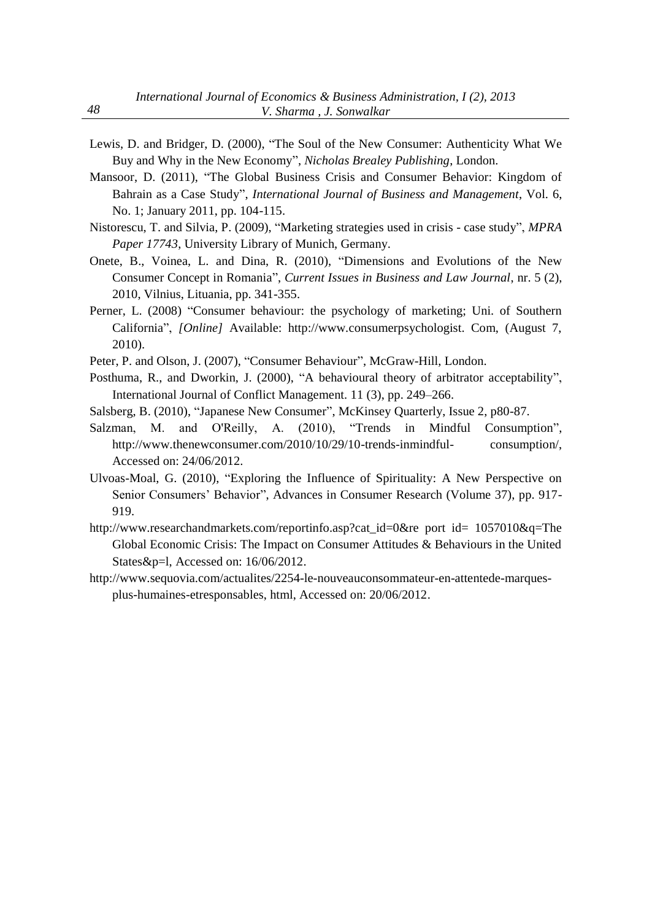Lewis, D. and Bridger, D. (2000), "The Soul of the New Consumer: Authenticity What We Buy and Why in the New Economy", *Nicholas Brealey Publishing*, London.

Mansoor, D. (2011), "The Global Business Crisis and Consumer Behavior: Kingdom of Bahrain as a Case Study", *International Journal of Business and Management*, Vol. 6, No. 1; January 2011, pp. 104-115.

Nistorescu, T. and Silvia, P. (2009), "Marketing strategies used in crisis - case study", *MPRA Paper 17743*, University Library of Munich, Germany.

Onete, B., Voinea, L. and Dina, R. (2010), "Dimensions and Evolutions of the New Consumer Concept in Romania", *Current Issues in Business and Law Journal*, nr. 5 (2), 2010, Vilnius, Lituania, pp. 341-355.

Perner, L. (2008) "Consumer behaviour: the psychology of marketing; Uni. of Southern California", *[Online]* Available: http://www.consumerpsychologist. Com, (August 7, 2010).

Peter, P. and Olson, J. (2007), "Consumer Behaviour", McGraw-Hill, London.

Posthuma, R., and Dworkin, J. (2000), "A behavioural theory of arbitrator acceptability", International Journal of Conflict Management. 11 (3), pp. 249–266.

Salsberg, B. (2010), "Japanese New Consumer", McKinsey Quarterly, Issue 2, p80-87.

Salzman, M. and O'Reilly, A. (2010), "Trends in Mindful Consumption", http://www.thenewconsumer.com/2010/10/29/10-trends-inmindful- consumption/, Accessed on: 24/06/2012.

Ulvoas-Moal, G. (2010), "Exploring the Influence of Spirituality: A New Perspective on Senior Consumers' Behavior", Advances in Consumer Research (Volume 37), pp. 917-919.

http://www.researchandmarkets.com/reportinfo.asp?cat_id=0&re port id= 1057010&q=The Global Economic Crisis: The Impact on Consumer Attitudes & Behaviours in the United States&p=l, Accessed on: 16/06/2012.

http://www.sequovia.com/actualites/2254-le-nouveauconsommateur-en-attentede-marques-plus-humaines-etresponsables, html, Accessed on: 20/06/2012.